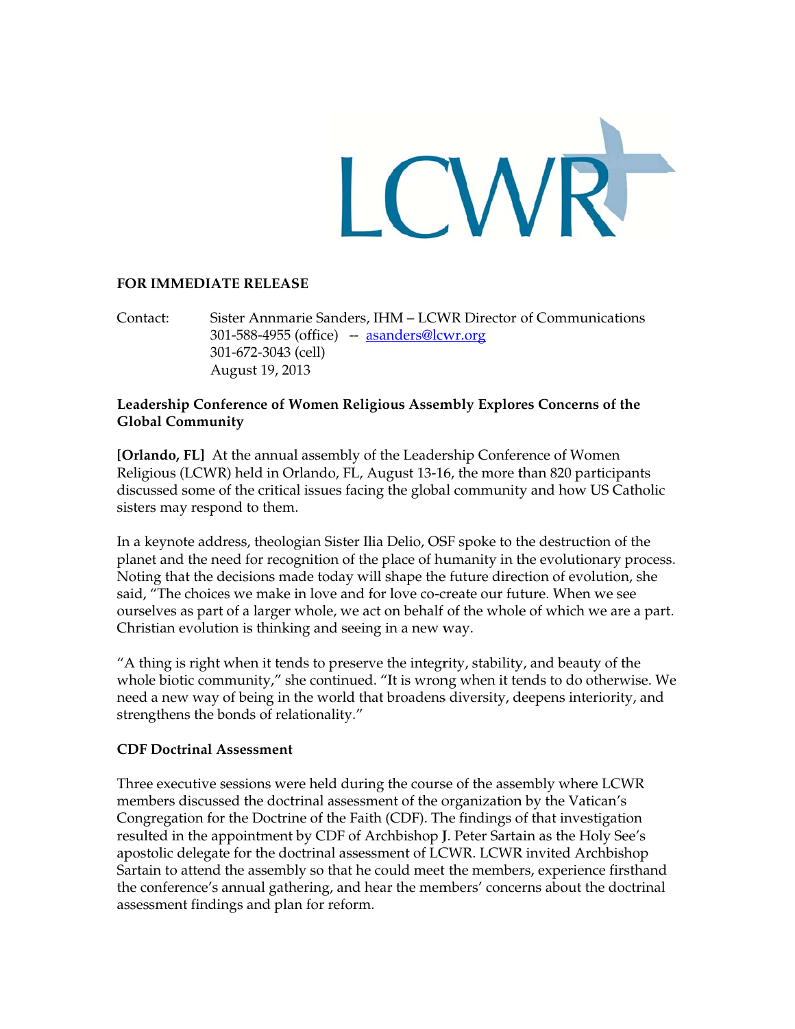LCWR

**FOR IMMEDIATE RELEASE**

Contact: Sister Annmarie Sanders, IHM – LCWR Director of Communications
301-588-4955 (office) -- asanders@lcwr.org
301-672-3043 (cell)
August 19, 2013

**Leadership Conference of Women Religious Assembly Explores Concerns of the Global Community**

**[Orlando, FL]** At the annual assembly of the Leadership Conference of Women Religious (LCWR) held in Orlando, FL, August 13-16, the more than 820 participants discussed some of the critical issues facing the global community and how US Catholic sisters may respond to them.

In a keynote address, theologian Sister Ilia Delio, OSF spoke to the destruction of the planet and the need for recognition of the place of humanity in the evolutionary process. Noting that the decisions made today will shape the future direction of evolution, she said, "The choices we make in love and for love co-create our future. When we see ourselves as part of a larger whole, we act on behalf of the whole of which we are a part. Christian evolution is thinking and seeing in a new way.

"A thing is right when it tends to preserve the integrity, stability, and beauty of the whole biotic community," she continued. "It is wrong when it tends to do otherwise. We need a new way of being in the world that broadens diversity, deepens interiority, and strengthens the bonds of relationality."

**CDF Doctrinal Assessment**

Three executive sessions were held during the course of the assembly where LCWR members discussed the doctrinal assessment of the organization by the Vatican's Congregation for the Doctrine of the Faith (CDF). The findings of that investigation resulted in the appointment by CDF of Archbishop J. Peter Sartain as the Holy See's apostolic delegate for the doctrinal assessment of LCWR. LCWR invited Archbishop Sartain to attend the assembly so that he could meet the members, experience firsthand the conference's annual gathering, and hear the members' concerns about the doctrinal assessment findings and plan for reform.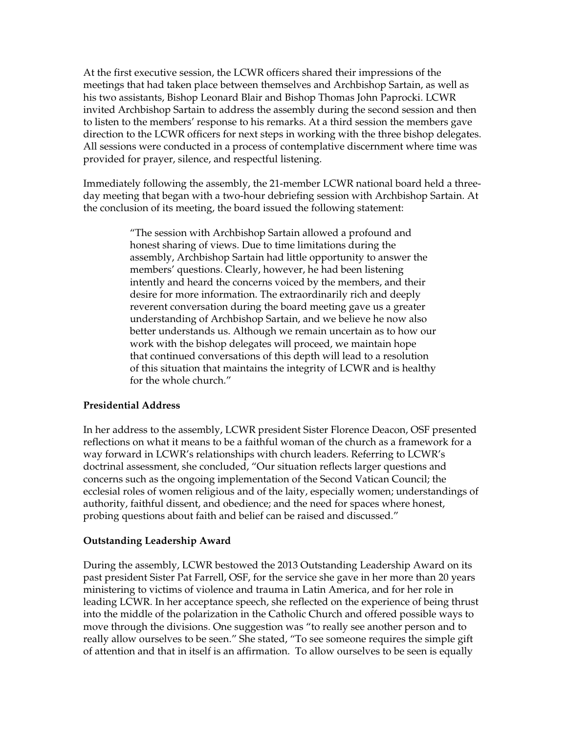At the first executive session, the LCWR officers shared their impressions of the meetings that had taken place between themselves and Archbishop Sartain, as well as his two assistants, Bishop Leonard Blair and Bishop Thomas John Paprocki. LCWR invited Archbishop Sartain to address the assembly during the second session and then to listen to the members' response to his remarks. At a third session the members gave direction to the LCWR officers for next steps in working with the three bishop delegates. All sessions were conducted in a process of contemplative discernment where time was provided for prayer, silence, and respectful listening.

Immediately following the assembly, the 21-member LCWR national board held a three-day meeting that began with a two-hour debriefing session with Archbishop Sartain. At the conclusion of its meeting, the board issued the following statement:

> "The session with Archbishop Sartain allowed a profound and honest sharing of views. Due to time limitations during the assembly, Archbishop Sartain had little opportunity to answer the members' questions. Clearly, however, he had been listening intently and heard the concerns voiced by the members, and their desire for more information. The extraordinarily rich and deeply reverent conversation during the board meeting gave us a greater understanding of Archbishop Sartain, and we believe he now also better understands us. Although we remain uncertain as to how our work with the bishop delegates will proceed, we maintain hope that continued conversations of this depth will lead to a resolution of this situation that maintains the integrity of LCWR and is healthy for the whole church."

**Presidential Address**

In her address to the assembly, LCWR president Sister Florence Deacon, OSF presented reflections on what it means to be a faithful woman of the church as a framework for a way forward in LCWR's relationships with church leaders. Referring to LCWR's doctrinal assessment, she concluded, "Our situation reflects larger questions and concerns such as the ongoing implementation of the Second Vatican Council; the ecclesial roles of women religious and of the laity, especially women; understandings of authority, faithful dissent, and obedience; and the need for spaces where honest, probing questions about faith and belief can be raised and discussed."

**Outstanding Leadership Award**

During the assembly, LCWR bestowed the 2013 Outstanding Leadership Award on its past president Sister Pat Farrell, OSF, for the service she gave in her more than 20 years ministering to victims of violence and trauma in Latin America, and for her role in leading LCWR. In her acceptance speech, she reflected on the experience of being thrust into the middle of the polarization in the Catholic Church and offered possible ways to move through the divisions. One suggestion was "to really see another person and to really allow ourselves to be seen." She stated, "To see someone requires the simple gift of attention and that in itself is an affirmation. To allow ourselves to be seen is equally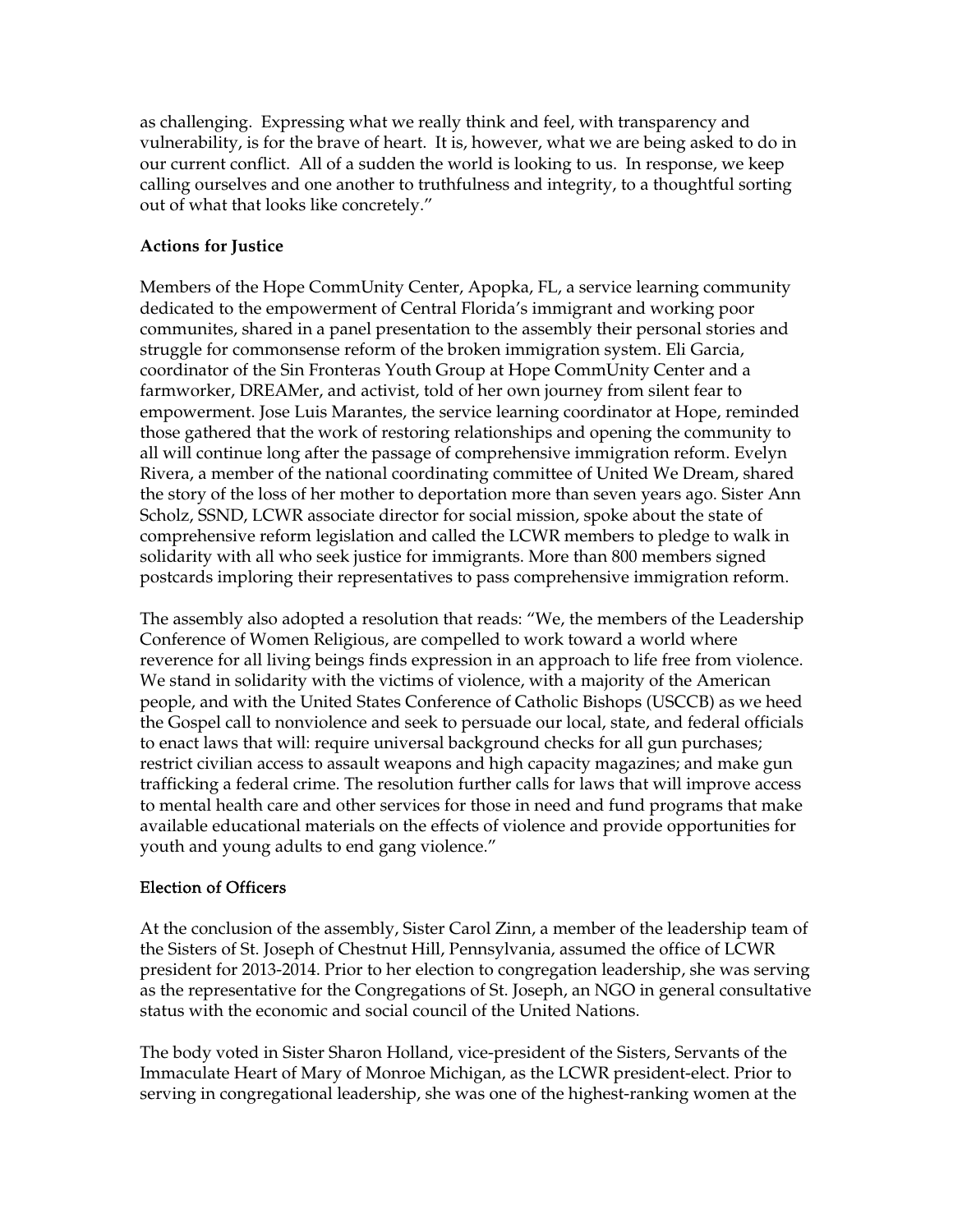as challenging. Expressing what we really think and feel, with transparency and vulnerability, is for the brave of heart. It is, however, what we are being asked to do in our current conflict. All of a sudden the world is looking to us. In response, we keep calling ourselves and one another to truthfulness and integrity, to a thoughtful sorting out of what that looks like concretely."

**Actions for Justice**

Members of the Hope CommUnity Center, Apopka, FL, a service learning community dedicated to the empowerment of Central Florida's immigrant and working poor communites, shared in a panel presentation to the assembly their personal stories and struggle for commonsense reform of the broken immigration system. Eli Garcia, coordinator of the Sin Fronteras Youth Group at Hope CommUnity Center and a farmworker, DREAMer, and activist, told of her own journey from silent fear to empowerment. Jose Luis Marantes, the service learning coordinator at Hope, reminded those gathered that the work of restoring relationships and opening the community to all will continue long after the passage of comprehensive immigration reform. Evelyn Rivera, a member of the national coordinating committee of United We Dream, shared the story of the loss of her mother to deportation more than seven years ago. Sister Ann Scholz, SSND, LCWR associate director for social mission, spoke about the state of comprehensive reform legislation and called the LCWR members to pledge to walk in solidarity with all who seek justice for immigrants. More than 800 members signed postcards imploring their representatives to pass comprehensive immigration reform.

The assembly also adopted a resolution that reads: "We, the members of the Leadership Conference of Women Religious, are compelled to work toward a world where reverence for all living beings finds expression in an approach to life free from violence. We stand in solidarity with the victims of violence, with a majority of the American people, and with the United States Conference of Catholic Bishops (USCCB) as we heed the Gospel call to nonviolence and seek to persuade our local, state, and federal officials to enact laws that will: require universal background checks for all gun purchases; restrict civilian access to assault weapons and high capacity magazines; and make gun trafficking a federal crime. The resolution further calls for laws that will improve access to mental health care and other services for those in need and fund programs that make available educational materials on the effects of violence and provide opportunities for youth and young adults to end gang violence."

**Election of Officers**

At the conclusion of the assembly, Sister Carol Zinn, a member of the leadership team of the Sisters of St. Joseph of Chestnut Hill, Pennsylvania, assumed the office of LCWR president for 2013-2014. Prior to her election to congregation leadership, she was serving as the representative for the Congregations of St. Joseph, an NGO in general consultative status with the economic and social council of the United Nations.

The body voted in Sister Sharon Holland, vice-president of the Sisters, Servants of the Immaculate Heart of Mary of Monroe Michigan, as the LCWR president-elect. Prior to serving in congregational leadership, she was one of the highest-ranking women at the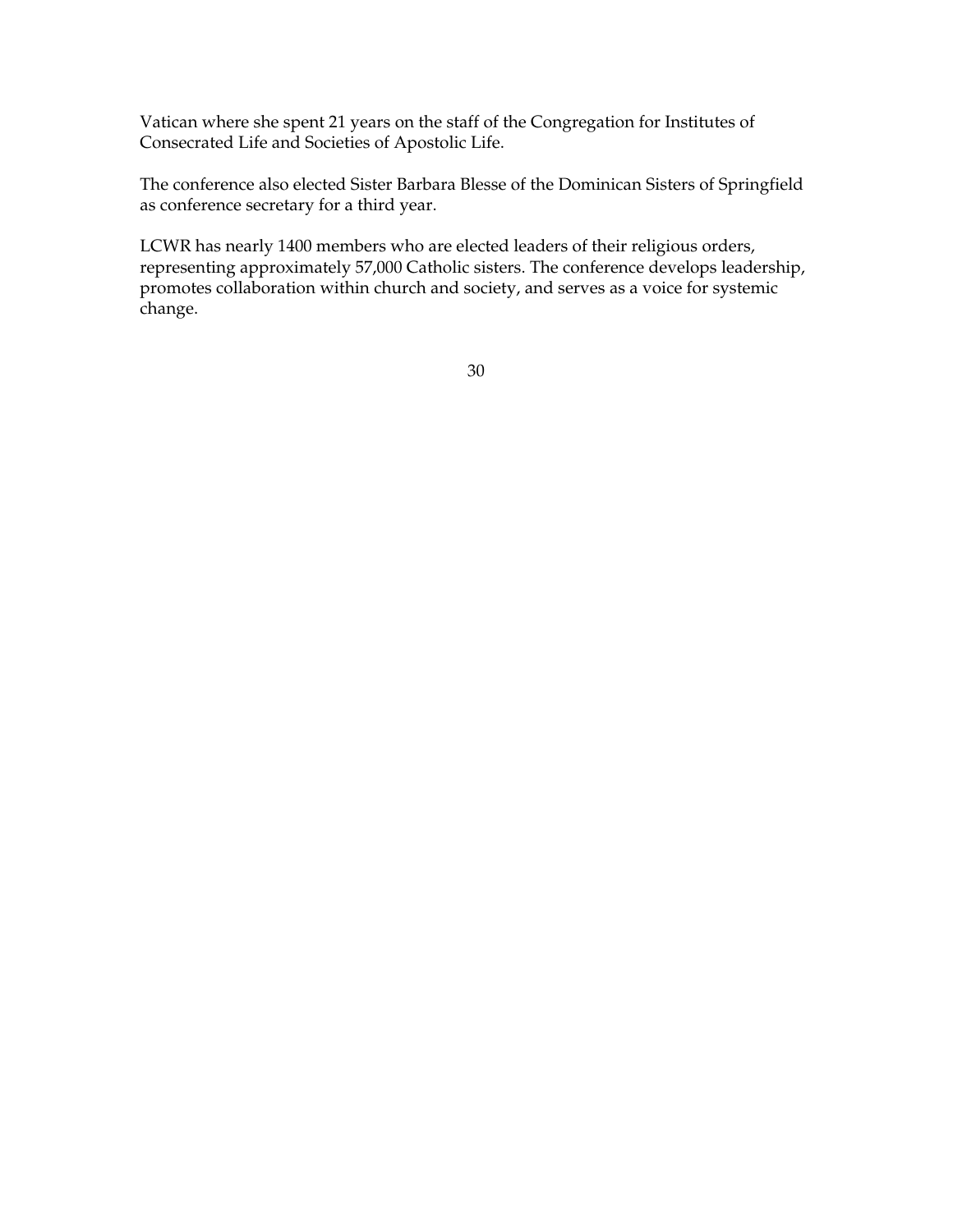Vatican where she spent 21 years on the staff of the Congregation for Institutes of Consecrated Life and Societies of Apostolic Life.

The conference also elected Sister Barbara Blesse of the Dominican Sisters of Springfield as conference secretary for a third year.

LCWR has nearly 1400 members who are elected leaders of their religious orders, representing approximately 57,000 Catholic sisters. The conference develops leadership, promotes collaboration within church and society, and serves as a voice for systemic change.

30